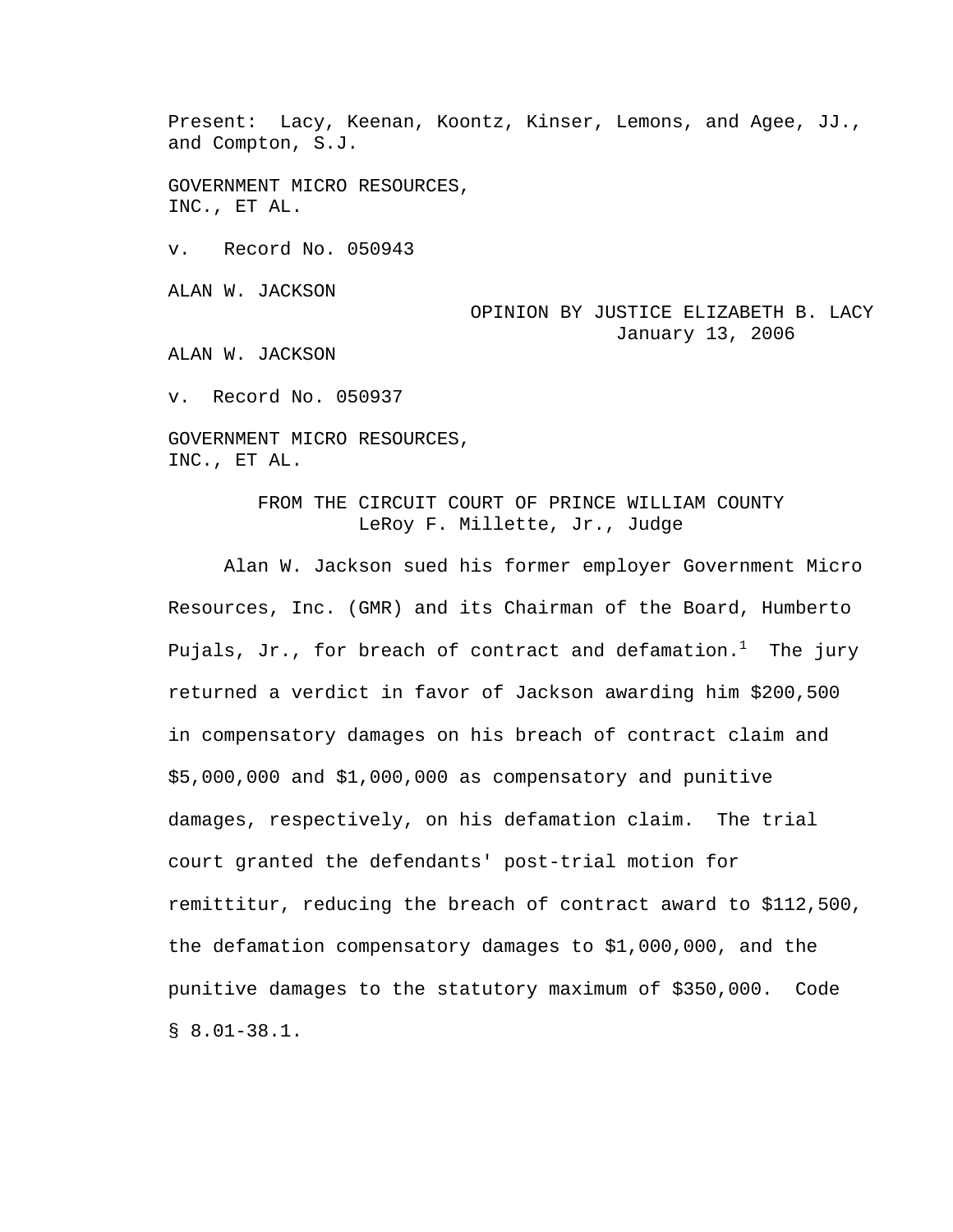Present: Lacy, Keenan, Koontz, Kinser, Lemons, and Agee, JJ., and Compton, S.J.

GOVERNMENT MICRO RESOURCES, INC., ET AL.

v. Record No. 050943

ALAN W. JACKSON

OPINION BY JUSTICE ELIZABETH B. LACY
January 13, 2006

ALAN W. JACKSON

v. Record No. 050937

GOVERNMENT MICRO RESOURCES, INC., ET AL.

FROM THE CIRCUIT COURT OF PRINCE WILLIAM COUNTY
LeRoy F. Millette, Jr., Judge

Alan W. Jackson sued his former employer Government Micro Resources, Inc. (GMR) and its Chairman of the Board, Humberto Pujals, Jr., for breach of contract and defamation.[1] The jury returned a verdict in favor of Jackson awarding him $200,500 in compensatory damages on his breach of contract claim and $5,000,000 and $1,000,000 as compensatory and punitive damages, respectively, on his defamation claim. The trial court granted the defendants' post-trial motion for remittitur, reducing the breach of contract award to $112,500, the defamation compensatory damages to $1,000,000, and the punitive damages to the statutory maximum of $350,000. Code § 8.01-38.1.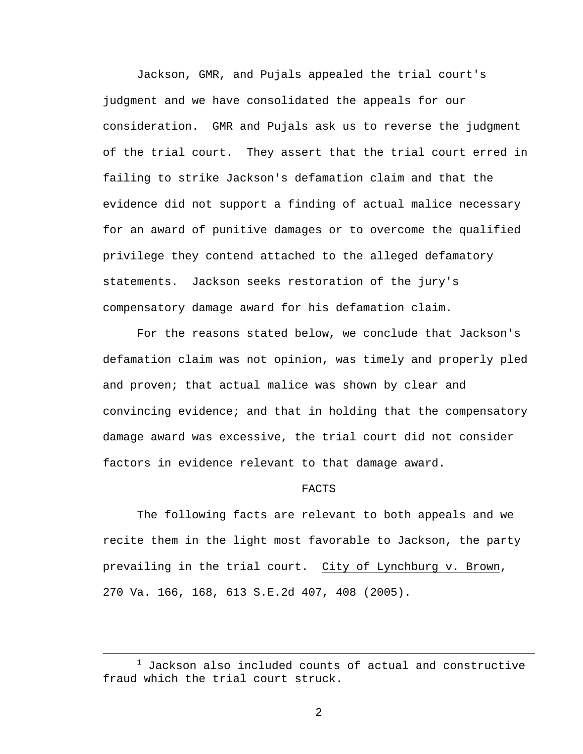Jackson, GMR, and Pujals appealed the trial court's judgment and we have consolidated the appeals for our consideration. GMR and Pujals ask us to reverse the judgment of the trial court. They assert that the trial court erred in failing to strike Jackson's defamation claim and that the evidence did not support a finding of actual malice necessary for an award of punitive damages or to overcome the qualified privilege they contend attached to the alleged defamatory statements. Jackson seeks restoration of the jury's compensatory damage award for his defamation claim.

For the reasons stated below, we conclude that Jackson's defamation claim was not opinion, was timely and properly pled and proven; that actual malice was shown by clear and convincing evidence; and that in holding that the compensatory damage award was excessive, the trial court did not consider factors in evidence relevant to that damage award.

## FACTS

The following facts are relevant to both appeals and we recite them in the light most favorable to Jackson, the party prevailing in the trial court. City of Lynchburg v. Brown, 270 Va. 166, 168, 613 S.E.2d 407, 408 (2005).

---

[1] Jackson also included counts of actual and constructive fraud which the trial court struck.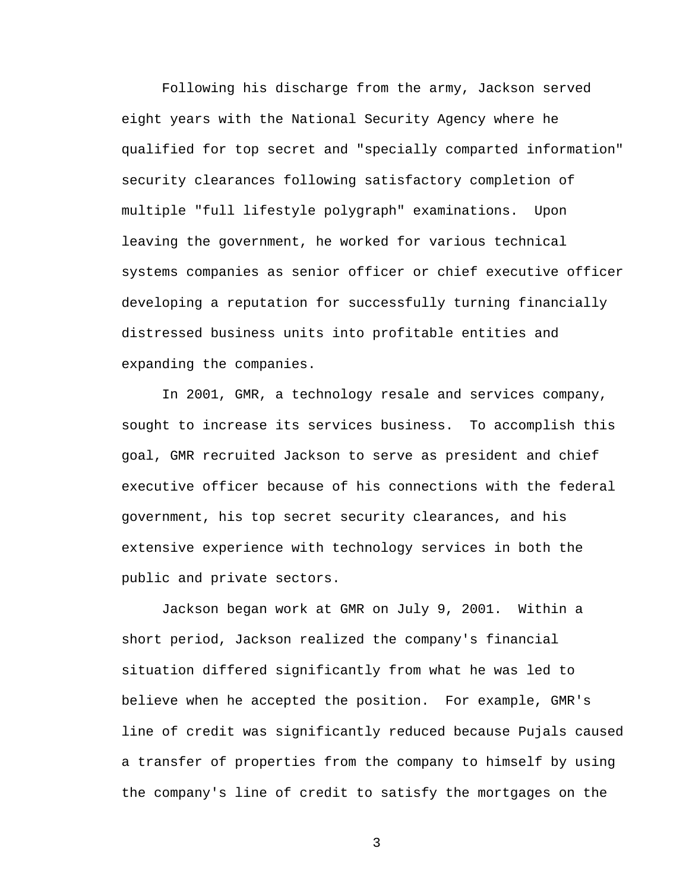Following his discharge from the army, Jackson served eight years with the National Security Agency where he qualified for top secret and "specially comparted information" security clearances following satisfactory completion of multiple "full lifestyle polygraph" examinations. Upon leaving the government, he worked for various technical systems companies as senior officer or chief executive officer developing a reputation for successfully turning financially distressed business units into profitable entities and expanding the companies.

In 2001, GMR, a technology resale and services company, sought to increase its services business. To accomplish this goal, GMR recruited Jackson to serve as president and chief executive officer because of his connections with the federal government, his top secret security clearances, and his extensive experience with technology services in both the public and private sectors.

Jackson began work at GMR on July 9, 2001. Within a short period, Jackson realized the company's financial situation differed significantly from what he was led to believe when he accepted the position. For example, GMR's line of credit was significantly reduced because Pujals caused a transfer of properties from the company to himself by using the company's line of credit to satisfy the mortgages on the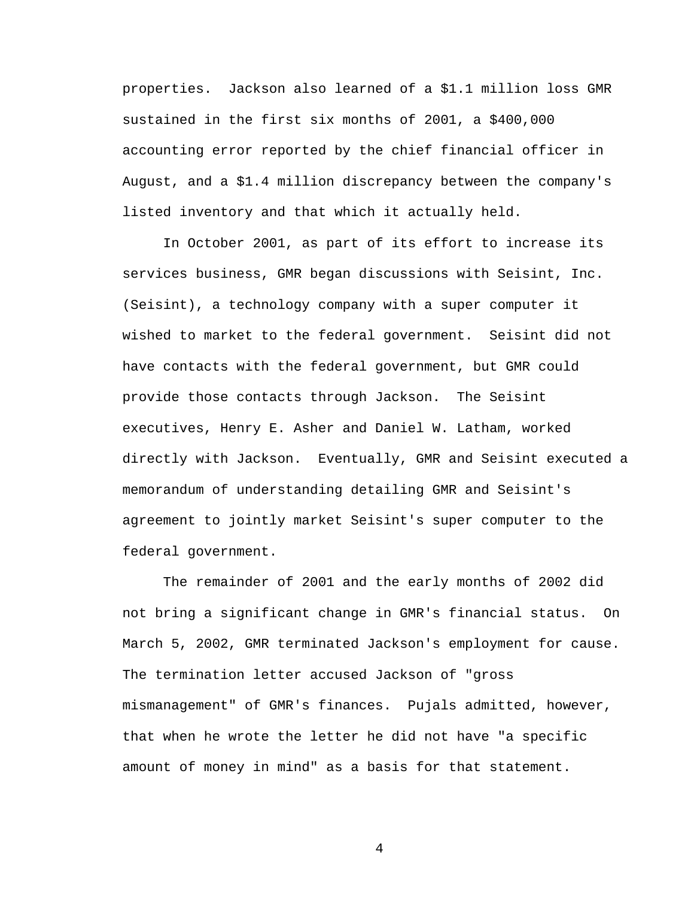properties.  Jackson also learned of a $1.1 million loss GMR sustained in the first six months of 2001, a $400,000 accounting error reported by the chief financial officer in August, and a $1.4 million discrepancy between the company's listed inventory and that which it actually held.

In October 2001, as part of its effort to increase its services business, GMR began discussions with Seisint, Inc. (Seisint), a technology company with a super computer it wished to market to the federal government.  Seisint did not have contacts with the federal government, but GMR could provide those contacts through Jackson.  The Seisint executives, Henry E. Asher and Daniel W. Latham, worked directly with Jackson.  Eventually, GMR and Seisint executed a memorandum of understanding detailing GMR and Seisint's agreement to jointly market Seisint's super computer to the federal government.

The remainder of 2001 and the early months of 2002 did not bring a significant change in GMR's financial status.  On March 5, 2002, GMR terminated Jackson's employment for cause. The termination letter accused Jackson of "gross mismanagement" of GMR's finances.  Pujals admitted, however, that when he wrote the letter he did not have "a specific amount of money in mind" as a basis for that statement.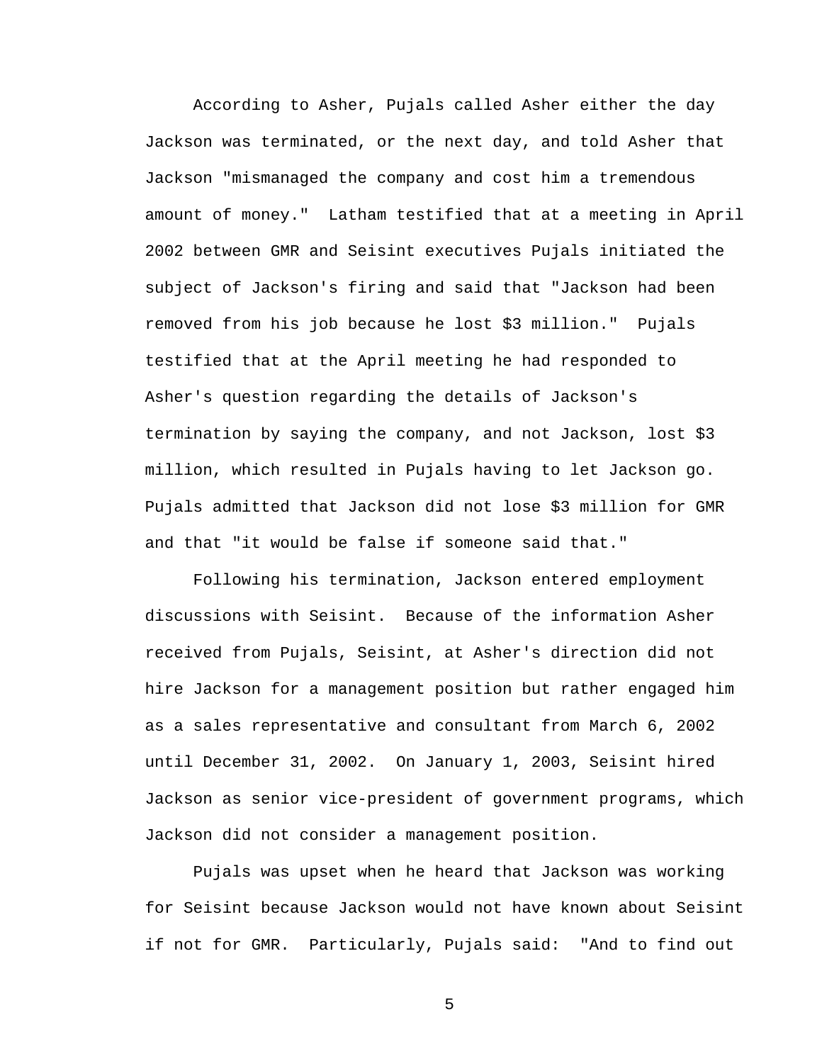According to Asher, Pujals called Asher either the day Jackson was terminated, or the next day, and told Asher that Jackson "mismanaged the company and cost him a tremendous amount of money." Latham testified that at a meeting in April 2002 between GMR and Seisint executives Pujals initiated the subject of Jackson's firing and said that "Jackson had been removed from his job because he lost $3 million." Pujals testified that at the April meeting he had responded to Asher's question regarding the details of Jackson's termination by saying the company, and not Jackson, lost $3 million, which resulted in Pujals having to let Jackson go. Pujals admitted that Jackson did not lose $3 million for GMR and that "it would be false if someone said that."

Following his termination, Jackson entered employment discussions with Seisint. Because of the information Asher received from Pujals, Seisint, at Asher's direction did not hire Jackson for a management position but rather engaged him as a sales representative and consultant from March 6, 2002 until December 31, 2002. On January 1, 2003, Seisint hired Jackson as senior vice-president of government programs, which Jackson did not consider a management position.

Pujals was upset when he heard that Jackson was working for Seisint because Jackson would not have known about Seisint if not for GMR. Particularly, Pujals said: "And to find out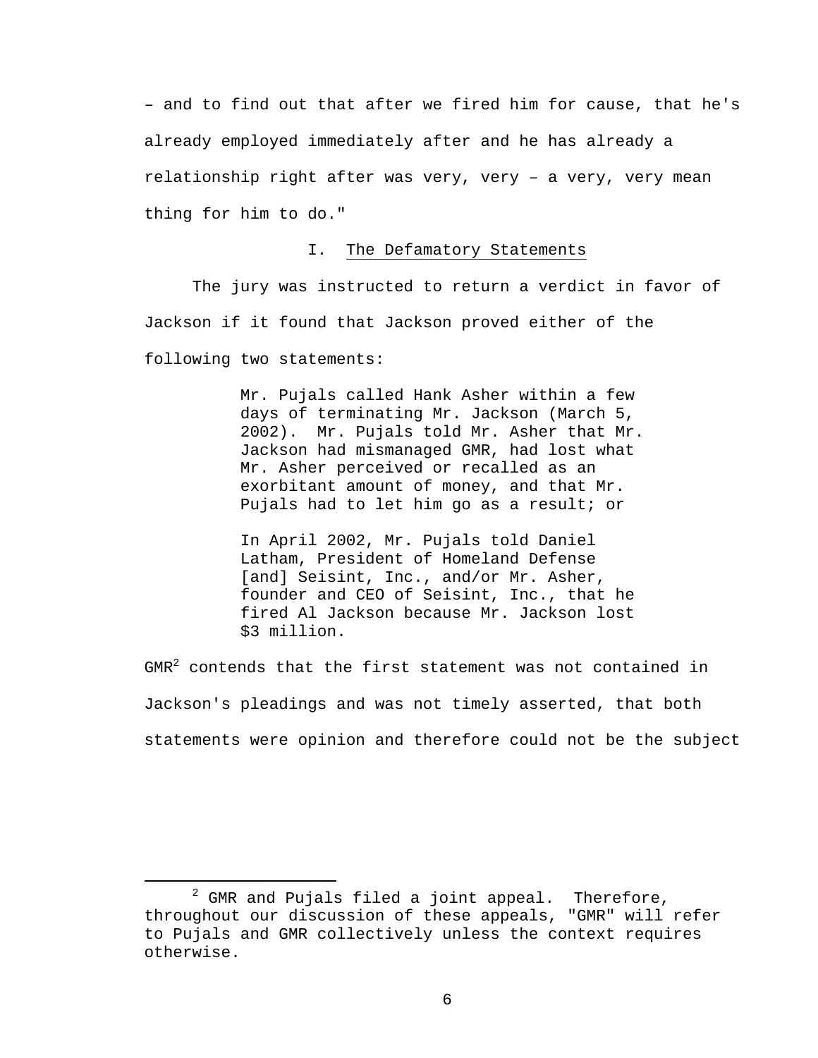– and to find out that after we fired him for cause, that he's already employed immediately after and he has already a relationship right after was very, very – a very, very mean thing for him to do."

## I. The Defamatory Statements

The jury was instructed to return a verdict in favor of Jackson if it found that Jackson proved either of the following two statements:

> Mr. Pujals called Hank Asher within a few days of terminating Mr. Jackson (March 5, 2002). Mr. Pujals told Mr. Asher that Mr. Jackson had mismanaged GMR, had lost what Mr. Asher perceived or recalled as an exorbitant amount of money, and that Mr. Pujals had to let him go as a result; or
>
> In April 2002, Mr. Pujals told Daniel Latham, President of Homeland Defense [and] Seisint, Inc., and/or Mr. Asher, founder and CEO of Seisint, Inc., that he fired Al Jackson because Mr. Jackson lost $3 million.

GMR[2] contends that the first statement was not contained in Jackson's pleadings and was not timely asserted, that both statements were opinion and therefore could not be the subject

---

[2] GMR and Pujals filed a joint appeal. Therefore, throughout our discussion of these appeals, "GMR" will refer to Pujals and GMR collectively unless the context requires otherwise.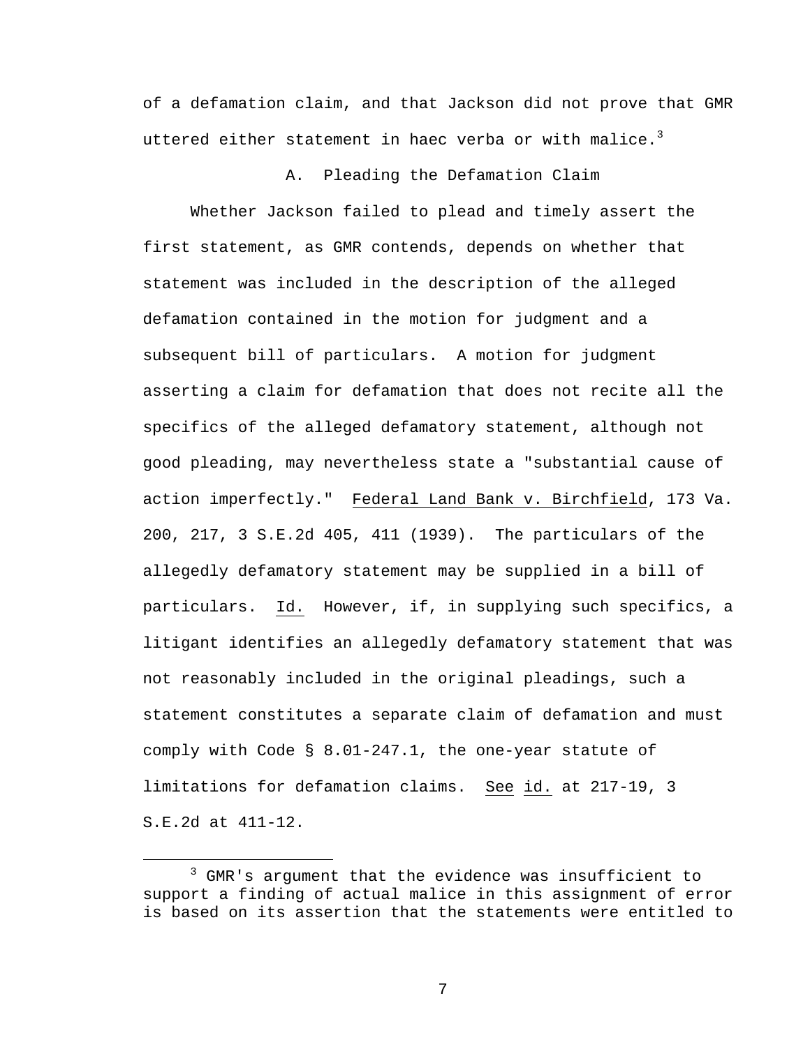of a defamation claim, and that Jackson did not prove that GMR uttered either statement in haec verba or with malice.[3]

### A. Pleading the Defamation Claim

Whether Jackson failed to plead and timely assert the first statement, as GMR contends, depends on whether that statement was included in the description of the alleged defamation contained in the motion for judgment and a subsequent bill of particulars. A motion for judgment asserting a claim for defamation that does not recite all the specifics of the alleged defamatory statement, although not good pleading, may nevertheless state a "substantial cause of action imperfectly." Federal Land Bank v. Birchfield, 173 Va. 200, 217, 3 S.E.2d 405, 411 (1939). The particulars of the allegedly defamatory statement may be supplied in a bill of particulars. Id. However, if, in supplying such specifics, a litigant identifies an allegedly defamatory statement that was not reasonably included in the original pleadings, such a statement constitutes a separate claim of defamation and must comply with Code § 8.01-247.1, the one-year statute of limitations for defamation claims. See id. at 217-19, 3 S.E.2d at 411-12.

[3] GMR's argument that the evidence was insufficient to support a finding of actual malice in this assignment of error is based on its assertion that the statements were entitled to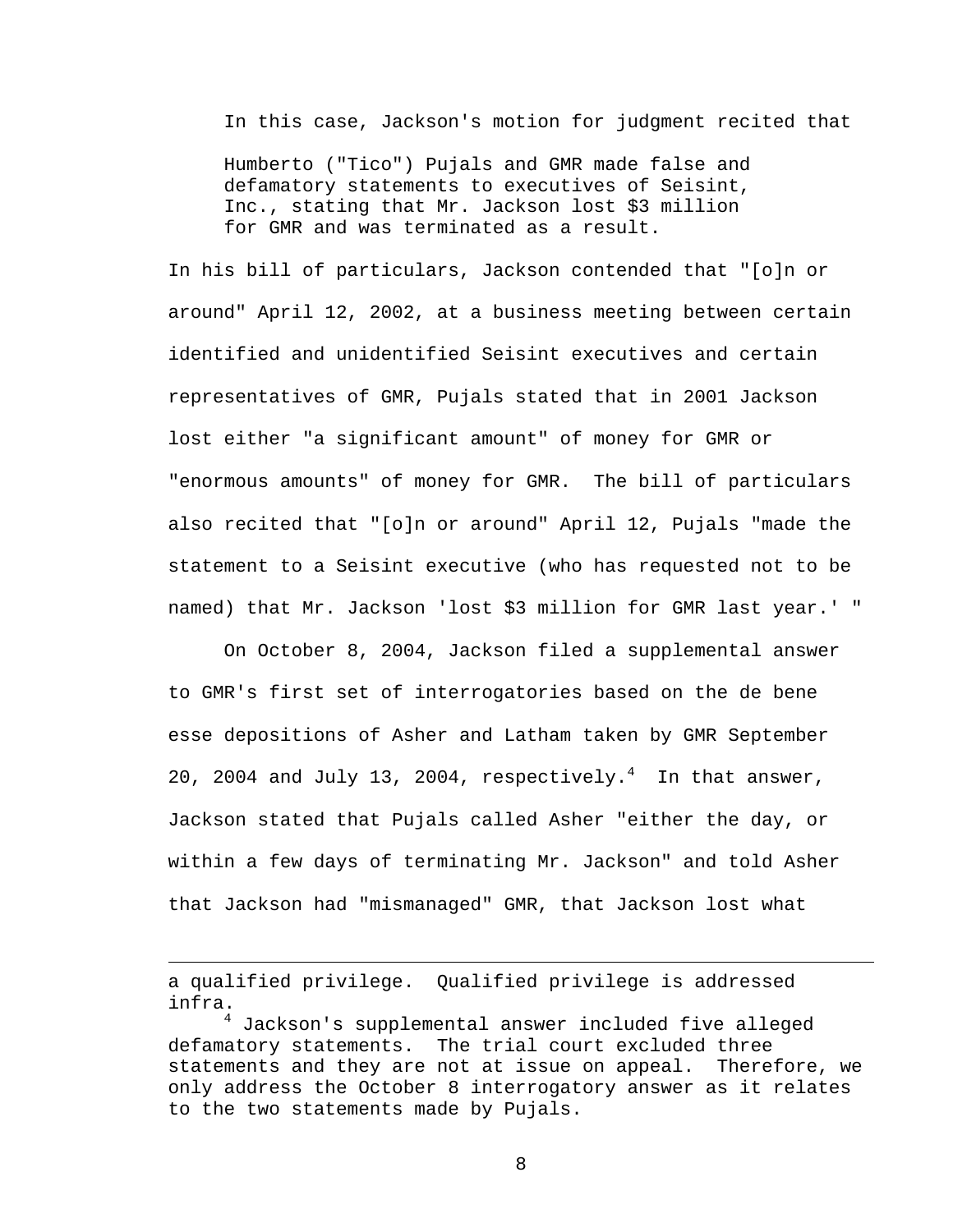In this case, Jackson's motion for judgment recited that

> Humberto ("Tico") Pujals and GMR made false and defamatory statements to executives of Seisint, Inc., stating that Mr. Jackson lost $3 million for GMR and was terminated as a result.

In his bill of particulars, Jackson contended that "[o]n or around" April 12, 2002, at a business meeting between certain identified and unidentified Seisint executives and certain representatives of GMR, Pujals stated that in 2001 Jackson lost either "a significant amount" of money for GMR or "enormous amounts" of money for GMR. The bill of particulars also recited that "[o]n or around" April 12, Pujals "made the statement to a Seisint executive (who has requested not to be named) that Mr. Jackson 'lost $3 million for GMR last year.' "

On October 8, 2004, Jackson filed a supplemental answer to GMR's first set of interrogatories based on the de bene esse depositions of Asher and Latham taken by GMR September 20, 2004 and July 13, 2004, respectively.[4] In that answer, Jackson stated that Pujals called Asher "either the day, or within a few days of terminating Mr. Jackson" and told Asher that Jackson had "mismanaged" GMR, that Jackson lost what

---

a qualified privilege. Qualified privilege is addressed infra.

[4] Jackson's supplemental answer included five alleged defamatory statements. The trial court excluded three statements and they are not at issue on appeal. Therefore, we only address the October 8 interrogatory answer as it relates to the two statements made by Pujals.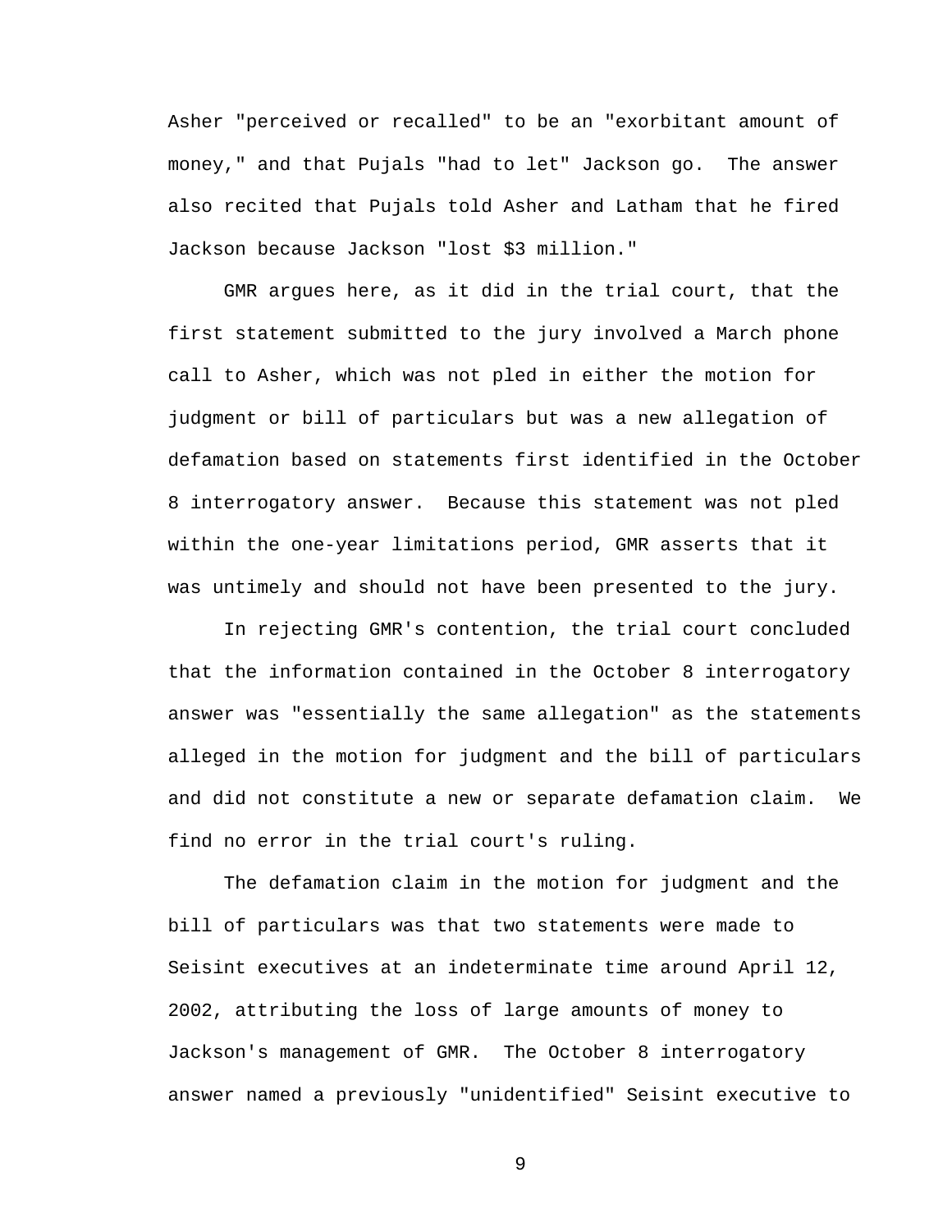Asher "perceived or recalled" to be an "exorbitant amount of money," and that Pujals "had to let" Jackson go. The answer also recited that Pujals told Asher and Latham that he fired Jackson because Jackson "lost $3 million."

GMR argues here, as it did in the trial court, that the first statement submitted to the jury involved a March phone call to Asher, which was not pled in either the motion for judgment or bill of particulars but was a new allegation of defamation based on statements first identified in the October 8 interrogatory answer. Because this statement was not pled within the one-year limitations period, GMR asserts that it was untimely and should not have been presented to the jury.

In rejecting GMR's contention, the trial court concluded that the information contained in the October 8 interrogatory answer was "essentially the same allegation" as the statements alleged in the motion for judgment and the bill of particulars and did not constitute a new or separate defamation claim. We find no error in the trial court's ruling.

The defamation claim in the motion for judgment and the bill of particulars was that two statements were made to Seisint executives at an indeterminate time around April 12, 2002, attributing the loss of large amounts of money to Jackson's management of GMR. The October 8 interrogatory answer named a previously "unidentified" Seisint executive to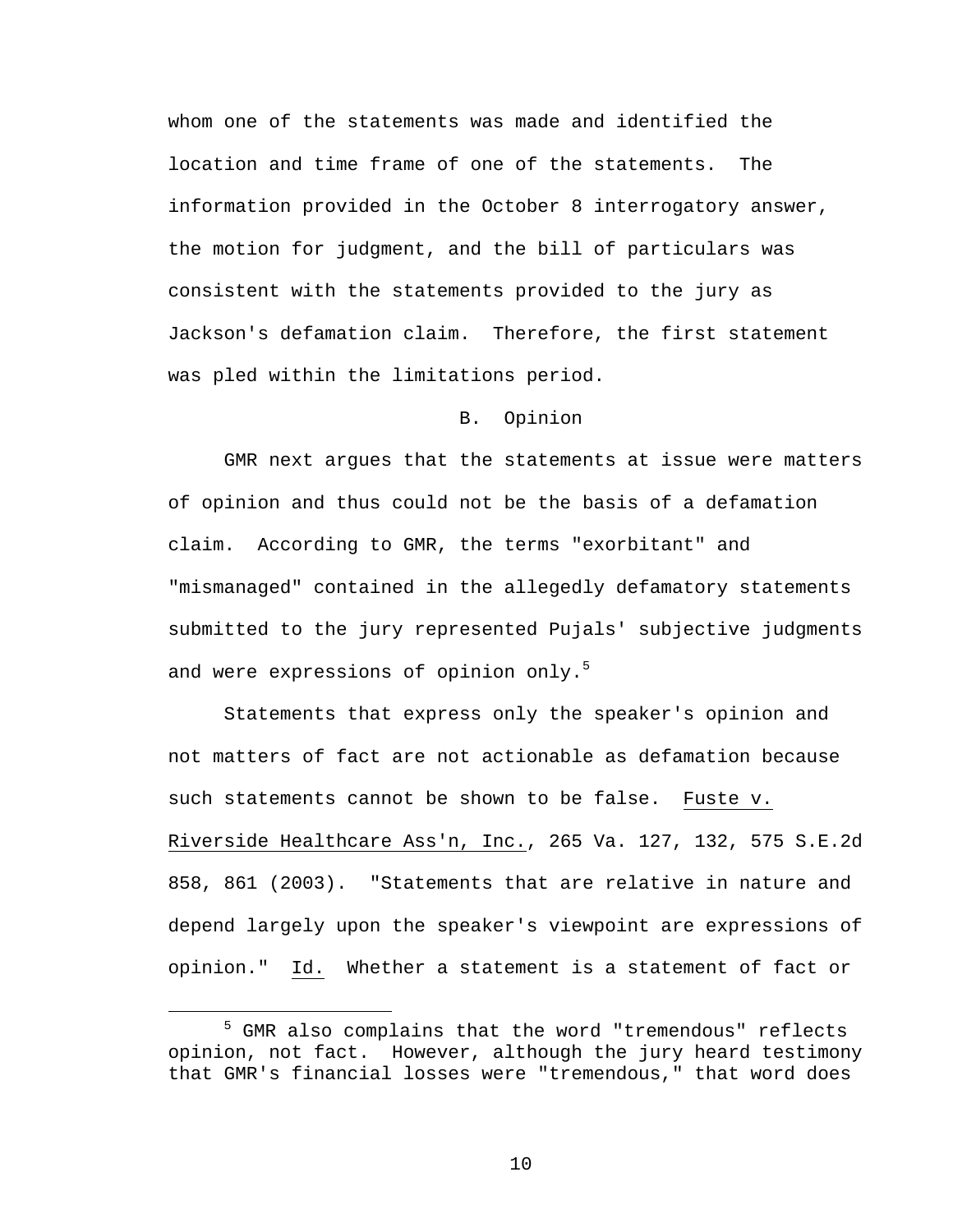whom one of the statements was made and identified the location and time frame of one of the statements. The information provided in the October 8 interrogatory answer, the motion for judgment, and the bill of particulars was consistent with the statements provided to the jury as Jackson's defamation claim. Therefore, the first statement was pled within the limitations period.

## B. Opinion

GMR next argues that the statements at issue were matters of opinion and thus could not be the basis of a defamation claim. According to GMR, the terms "exorbitant" and "mismanaged" contained in the allegedly defamatory statements submitted to the jury represented Pujals' subjective judgments and were expressions of opinion only.[5]

Statements that express only the speaker's opinion and not matters of fact are not actionable as defamation because such statements cannot be shown to be false. Fuste v. Riverside Healthcare Ass'n, Inc., 265 Va. 127, 132, 575 S.E.2d 858, 861 (2003). "Statements that are relative in nature and depend largely upon the speaker's viewpoint are expressions of opinion." Id. Whether a statement is a statement of fact or

---

[5] GMR also complains that the word "tremendous" reflects opinion, not fact. However, although the jury heard testimony that GMR's financial losses were "tremendous," that word does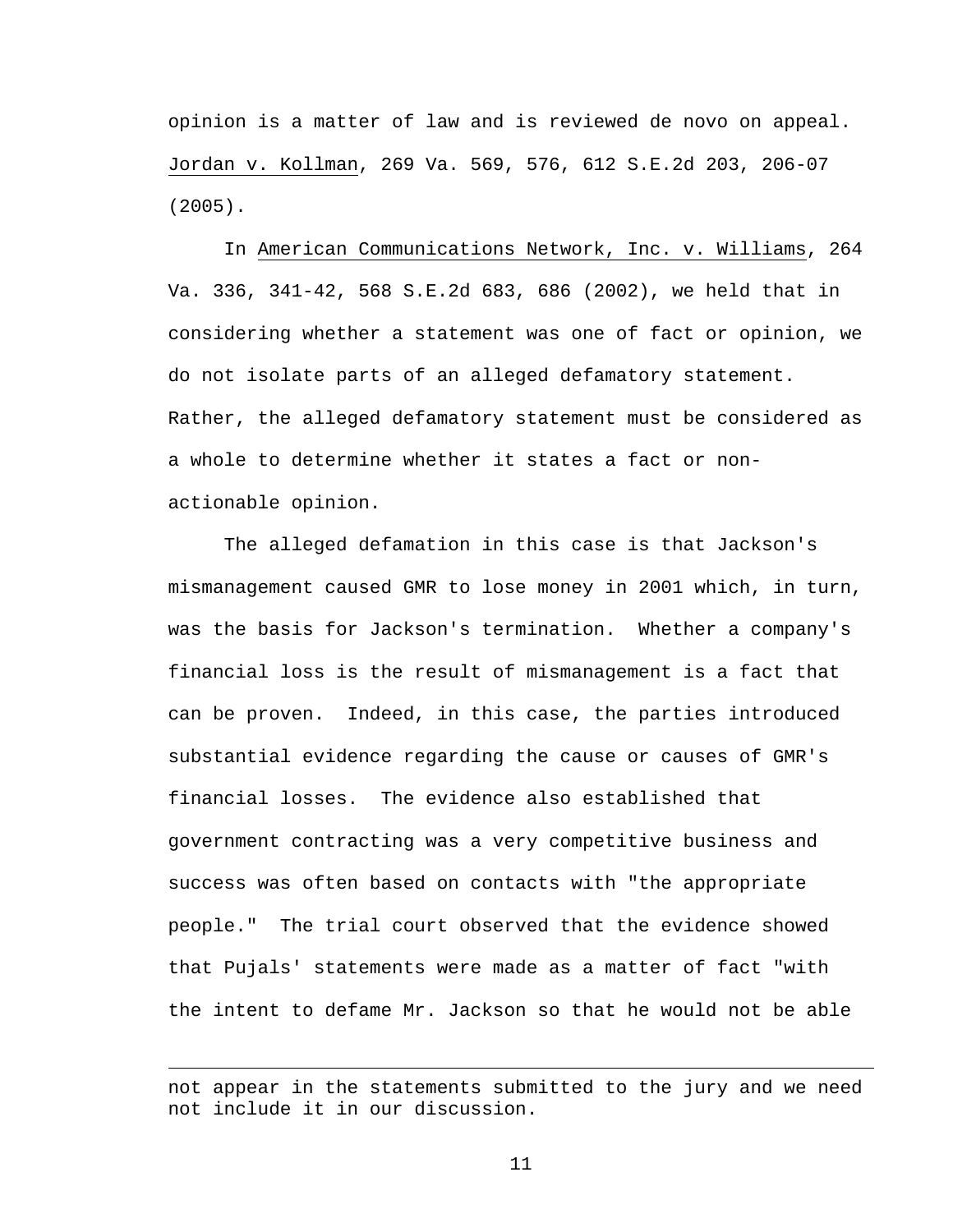opinion is a matter of law and is reviewed de novo on appeal. Jordan v. Kollman, 269 Va. 569, 576, 612 S.E.2d 203, 206-07 (2005).

In American Communications Network, Inc. v. Williams, 264 Va. 336, 341-42, 568 S.E.2d 683, 686 (2002), we held that in considering whether a statement was one of fact or opinion, we do not isolate parts of an alleged defamatory statement. Rather, the alleged defamatory statement must be considered as a whole to determine whether it states a fact or non-actionable opinion.

The alleged defamation in this case is that Jackson's mismanagement caused GMR to lose money in 2001 which, in turn, was the basis for Jackson's termination. Whether a company's financial loss is the result of mismanagement is a fact that can be proven. Indeed, in this case, the parties introduced substantial evidence regarding the cause or causes of GMR's financial losses. The evidence also established that government contracting was a very competitive business and success was often based on contacts with "the appropriate people." The trial court observed that the evidence showed that Pujals' statements were made as a matter of fact "with the intent to defame Mr. Jackson so that he would not be able

---

not appear in the statements submitted to the jury and we need not include it in our discussion.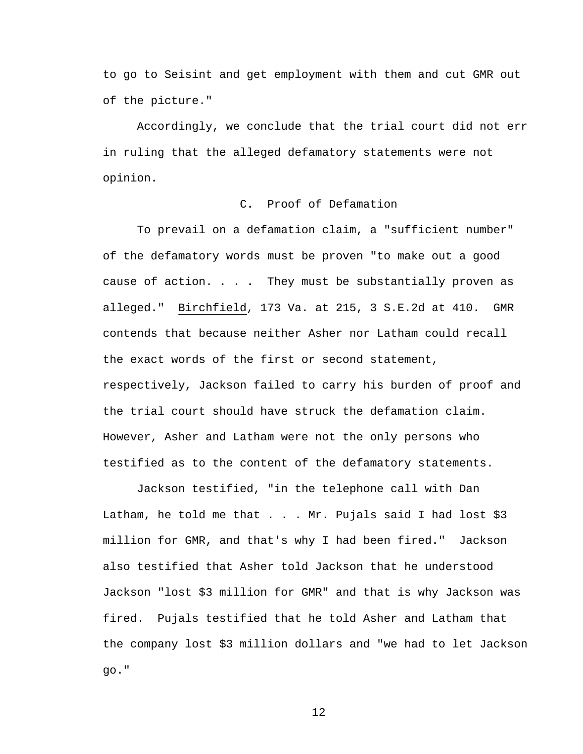to go to Seisint and get employment with them and cut GMR out of the picture."

Accordingly, we conclude that the trial court did not err in ruling that the alleged defamatory statements were not opinion.

### C. Proof of Defamation

To prevail on a defamation claim, a "sufficient number" of the defamatory words must be proven "to make out a good cause of action. . . . They must be substantially proven as alleged." Birchfield, 173 Va. at 215, 3 S.E.2d at 410. GMR contends that because neither Asher nor Latham could recall the exact words of the first or second statement, respectively, Jackson failed to carry his burden of proof and the trial court should have struck the defamation claim. However, Asher and Latham were not the only persons who testified as to the content of the defamatory statements.

Jackson testified, "in the telephone call with Dan Latham, he told me that . . . Mr. Pujals said I had lost $3 million for GMR, and that's why I had been fired." Jackson also testified that Asher told Jackson that he understood Jackson "lost $3 million for GMR" and that is why Jackson was fired. Pujals testified that he told Asher and Latham that the company lost $3 million dollars and "we had to let Jackson go."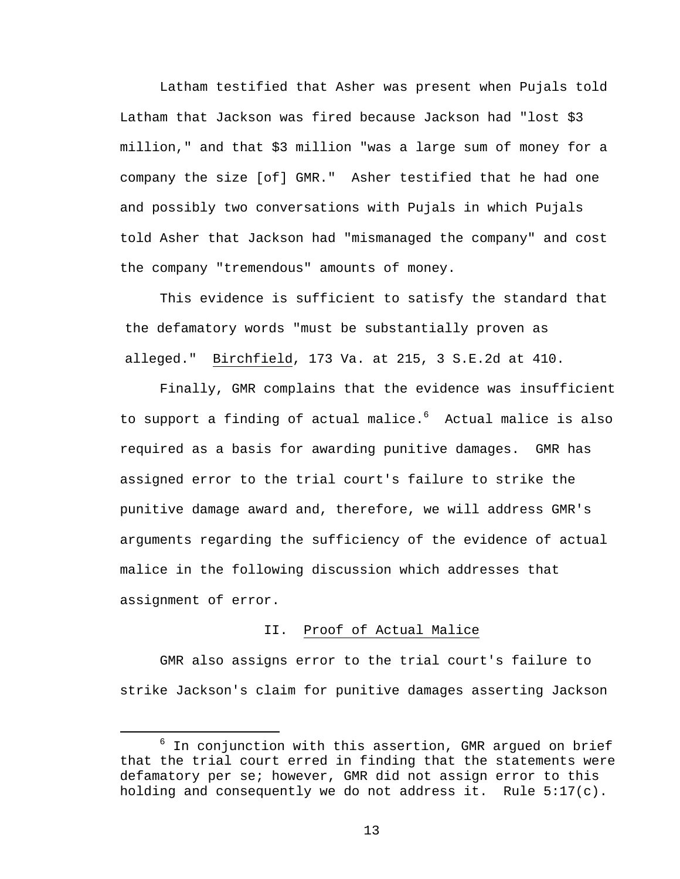Latham testified that Asher was present when Pujals told Latham that Jackson was fired because Jackson had "lost $3 million," and that $3 million "was a large sum of money for a company the size [of] GMR." Asher testified that he had one and possibly two conversations with Pujals in which Pujals told Asher that Jackson had "mismanaged the company" and cost the company "tremendous" amounts of money.

This evidence is sufficient to satisfy the standard that the defamatory words "must be substantially proven as alleged." Birchfield, 173 Va. at 215, 3 S.E.2d at 410.

Finally, GMR complains that the evidence was insufficient to support a finding of actual malice.[6] Actual malice is also required as a basis for awarding punitive damages. GMR has assigned error to the trial court's failure to strike the punitive damage award and, therefore, we will address GMR's arguments regarding the sufficiency of the evidence of actual malice in the following discussion which addresses that assignment of error.

## II. Proof of Actual Malice

GMR also assigns error to the trial court's failure to strike Jackson's claim for punitive damages asserting Jackson

[6] In conjunction with this assertion, GMR argued on brief that the trial court erred in finding that the statements were defamatory per se; however, GMR did not assign error to this holding and consequently we do not address it. Rule 5:17(c).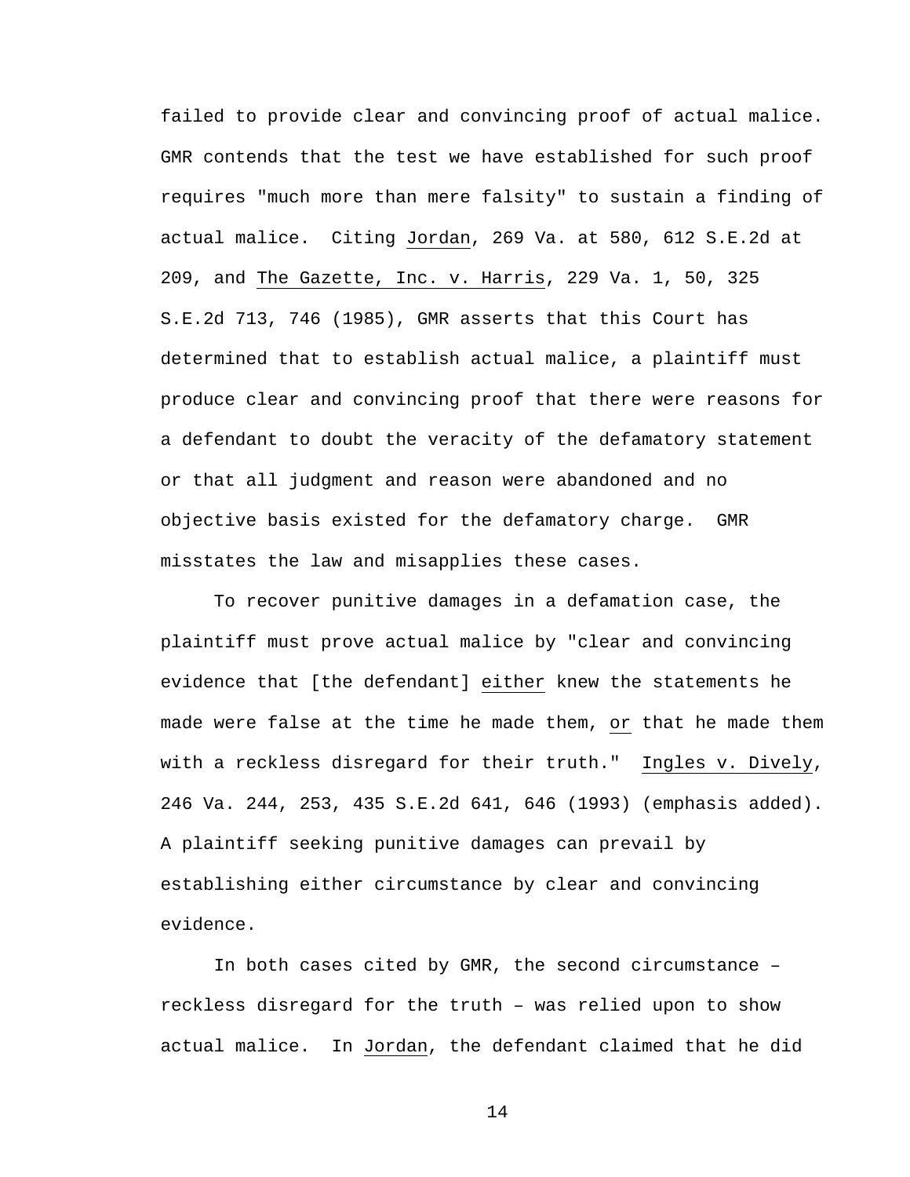failed to provide clear and convincing proof of actual malice. GMR contends that the test we have established for such proof requires "much more than mere falsity" to sustain a finding of actual malice. Citing Jordan, 269 Va. at 580, 612 S.E.2d at 209, and The Gazette, Inc. v. Harris, 229 Va. 1, 50, 325 S.E.2d 713, 746 (1985), GMR asserts that this Court has determined that to establish actual malice, a plaintiff must produce clear and convincing proof that there were reasons for a defendant to doubt the veracity of the defamatory statement or that all judgment and reason were abandoned and no objective basis existed for the defamatory charge. GMR misstates the law and misapplies these cases.

To recover punitive damages in a defamation case, the plaintiff must prove actual malice by "clear and convincing evidence that [the defendant] either knew the statements he made were false at the time he made them, or that he made them with a reckless disregard for their truth." Ingles v. Dively, 246 Va. 244, 253, 435 S.E.2d 641, 646 (1993) (emphasis added). A plaintiff seeking punitive damages can prevail by establishing either circumstance by clear and convincing evidence.

In both cases cited by GMR, the second circumstance – reckless disregard for the truth – was relied upon to show actual malice. In Jordan, the defendant claimed that he did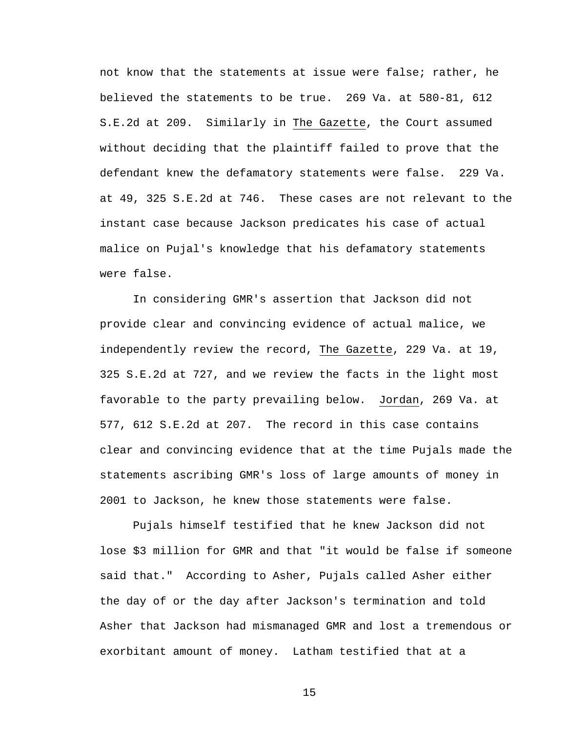not know that the statements at issue were false; rather, he believed the statements to be true. 269 Va. at 580-81, 612 S.E.2d at 209. Similarly in The Gazette, the Court assumed without deciding that the plaintiff failed to prove that the defendant knew the defamatory statements were false. 229 Va. at 49, 325 S.E.2d at 746. These cases are not relevant to the instant case because Jackson predicates his case of actual malice on Pujal's knowledge that his defamatory statements were false.

In considering GMR's assertion that Jackson did not provide clear and convincing evidence of actual malice, we independently review the record, The Gazette, 229 Va. at 19, 325 S.E.2d at 727, and we review the facts in the light most favorable to the party prevailing below. Jordan, 269 Va. at 577, 612 S.E.2d at 207. The record in this case contains clear and convincing evidence that at the time Pujals made the statements ascribing GMR's loss of large amounts of money in 2001 to Jackson, he knew those statements were false.

Pujals himself testified that he knew Jackson did not lose $3 million for GMR and that "it would be false if someone said that." According to Asher, Pujals called Asher either the day of or the day after Jackson's termination and told Asher that Jackson had mismanaged GMR and lost a tremendous or exorbitant amount of money. Latham testified that at a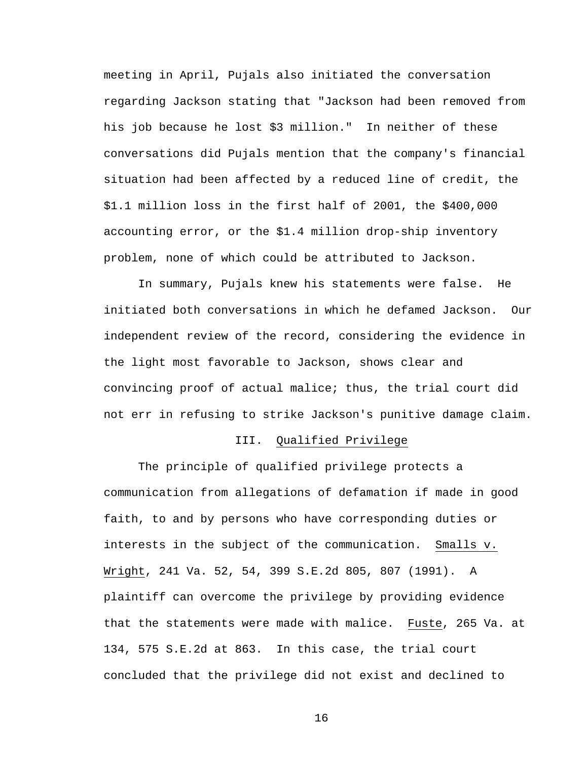meeting in April, Pujals also initiated the conversation regarding Jackson stating that "Jackson had been removed from his job because he lost $3 million." In neither of these conversations did Pujals mention that the company's financial situation had been affected by a reduced line of credit, the $1.1 million loss in the first half of 2001, the $400,000 accounting error, or the $1.4 million drop-ship inventory problem, none of which could be attributed to Jackson.

In summary, Pujals knew his statements were false. He initiated both conversations in which he defamed Jackson. Our independent review of the record, considering the evidence in the light most favorable to Jackson, shows clear and convincing proof of actual malice; thus, the trial court did not err in refusing to strike Jackson's punitive damage claim.

## III. Qualified Privilege

The principle of qualified privilege protects a communication from allegations of defamation if made in good faith, to and by persons who have corresponding duties or interests in the subject of the communication. Smalls v. Wright, 241 Va. 52, 54, 399 S.E.2d 805, 807 (1991). A plaintiff can overcome the privilege by providing evidence that the statements were made with malice. Fuste, 265 Va. at 134, 575 S.E.2d at 863. In this case, the trial court concluded that the privilege did not exist and declined to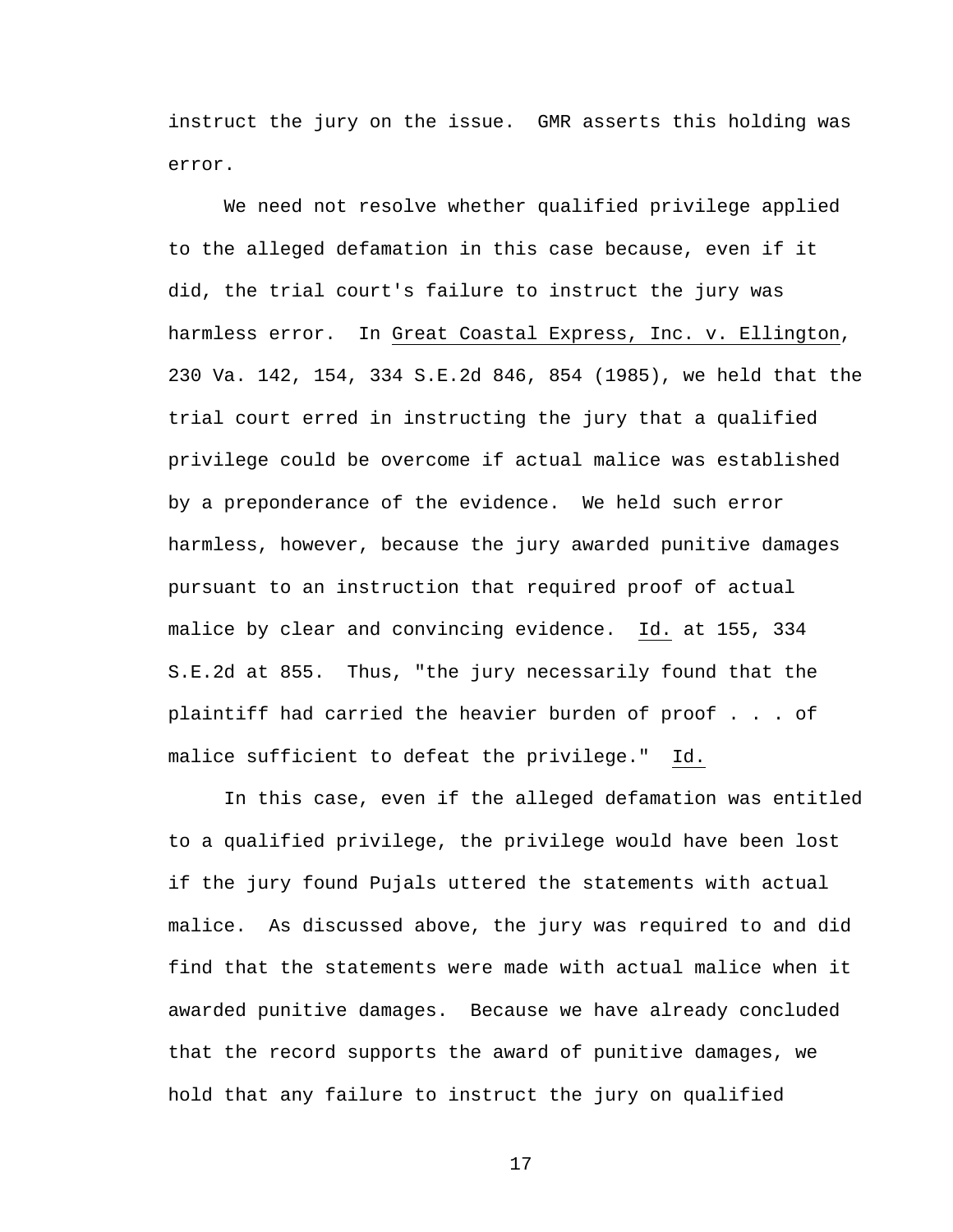instruct the jury on the issue. GMR asserts this holding was error.

We need not resolve whether qualified privilege applied to the alleged defamation in this case because, even if it did, the trial court's failure to instruct the jury was harmless error. In Great Coastal Express, Inc. v. Ellington, 230 Va. 142, 154, 334 S.E.2d 846, 854 (1985), we held that the trial court erred in instructing the jury that a qualified privilege could be overcome if actual malice was established by a preponderance of the evidence. We held such error harmless, however, because the jury awarded punitive damages pursuant to an instruction that required proof of actual malice by clear and convincing evidence. Id. at 155, 334 S.E.2d at 855. Thus, "the jury necessarily found that the plaintiff had carried the heavier burden of proof . . . of malice sufficient to defeat the privilege." Id.

In this case, even if the alleged defamation was entitled to a qualified privilege, the privilege would have been lost if the jury found Pujals uttered the statements with actual malice. As discussed above, the jury was required to and did find that the statements were made with actual malice when it awarded punitive damages. Because we have already concluded that the record supports the award of punitive damages, we hold that any failure to instruct the jury on qualified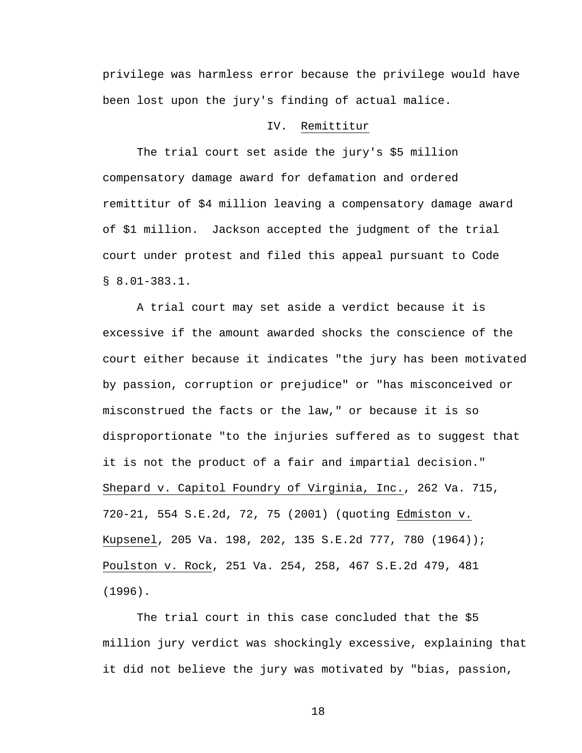privilege was harmless error because the privilege would have been lost upon the jury's finding of actual malice.

## IV. Remittitur

The trial court set aside the jury's $5 million compensatory damage award for defamation and ordered remittitur of $4 million leaving a compensatory damage award of $1 million. Jackson accepted the judgment of the trial court under protest and filed this appeal pursuant to Code § 8.01-383.1.

A trial court may set aside a verdict because it is excessive if the amount awarded shocks the conscience of the court either because it indicates "the jury has been motivated by passion, corruption or prejudice" or "has misconceived or misconstrued the facts or the law," or because it is so disproportionate "to the injuries suffered as to suggest that it is not the product of a fair and impartial decision." Shepard v. Capitol Foundry of Virginia, Inc., 262 Va. 715, 720-21, 554 S.E.2d, 72, 75 (2001) (quoting Edmiston v. Kupsenel, 205 Va. 198, 202, 135 S.E.2d 777, 780 (1964)); Poulston v. Rock, 251 Va. 254, 258, 467 S.E.2d 479, 481 (1996).

The trial court in this case concluded that the $5 million jury verdict was shockingly excessive, explaining that it did not believe the jury was motivated by "bias, passion,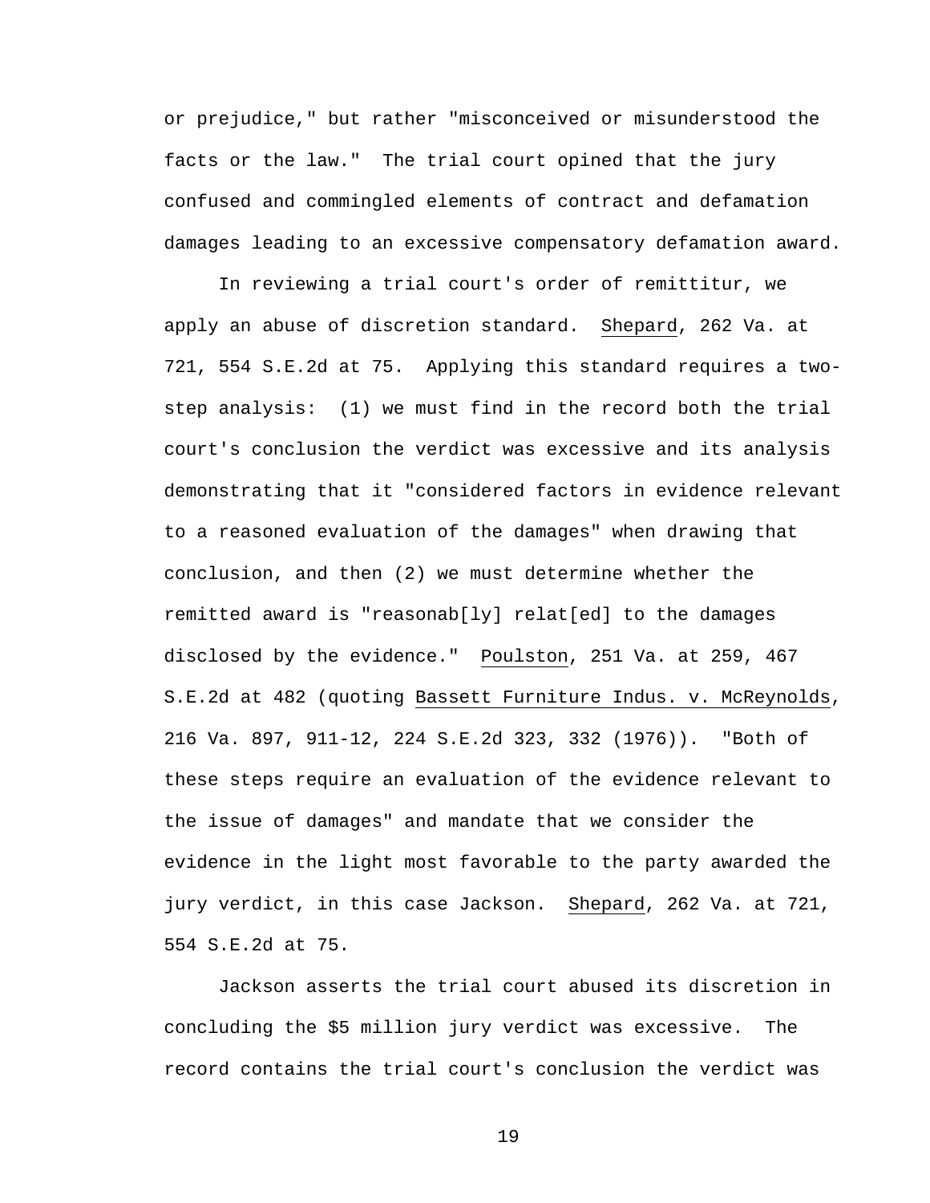or prejudice," but rather "misconceived or misunderstood the facts or the law." The trial court opined that the jury confused and commingled elements of contract and defamation damages leading to an excessive compensatory defamation award.

In reviewing a trial court's order of remittitur, we apply an abuse of discretion standard. Shepard, 262 Va. at 721, 554 S.E.2d at 75. Applying this standard requires a two-step analysis: (1) we must find in the record both the trial court's conclusion the verdict was excessive and its analysis demonstrating that it "considered factors in evidence relevant to a reasoned evaluation of the damages" when drawing that conclusion, and then (2) we must determine whether the remitted award is "reasonab[ly] relat[ed] to the damages disclosed by the evidence." Poulston, 251 Va. at 259, 467 S.E.2d at 482 (quoting Bassett Furniture Indus. v. McReynolds, 216 Va. 897, 911-12, 224 S.E.2d 323, 332 (1976)). "Both of these steps require an evaluation of the evidence relevant to the issue of damages" and mandate that we consider the evidence in the light most favorable to the party awarded the jury verdict, in this case Jackson. Shepard, 262 Va. at 721, 554 S.E.2d at 75.

Jackson asserts the trial court abused its discretion in concluding the $5 million jury verdict was excessive. The record contains the trial court's conclusion the verdict was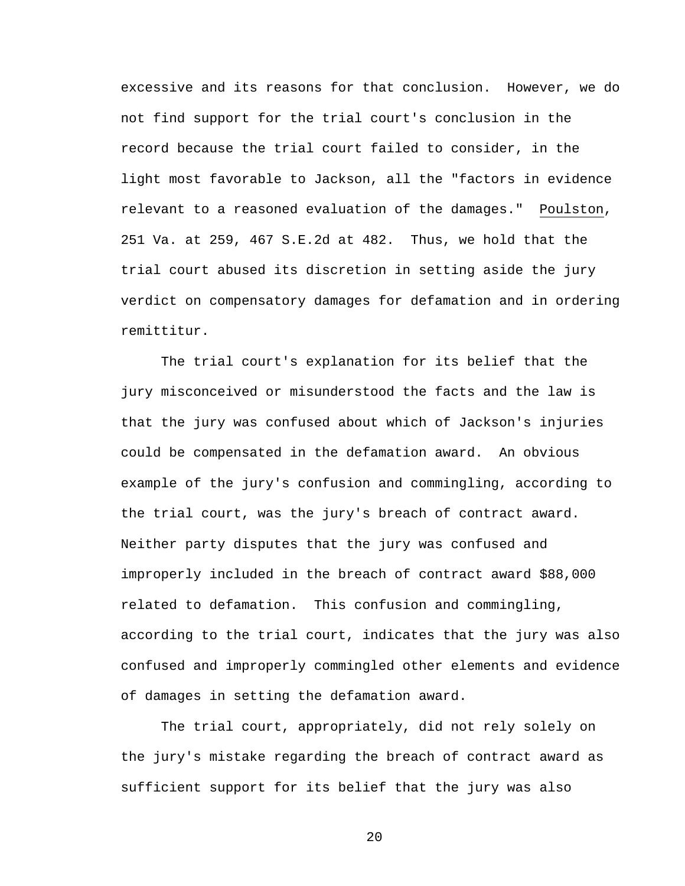excessive and its reasons for that conclusion. However, we do not find support for the trial court's conclusion in the record because the trial court failed to consider, in the light most favorable to Jackson, all the "factors in evidence relevant to a reasoned evaluation of the damages." Poulston, 251 Va. at 259, 467 S.E.2d at 482. Thus, we hold that the trial court abused its discretion in setting aside the jury verdict on compensatory damages for defamation and in ordering remittitur.

The trial court's explanation for its belief that the jury misconceived or misunderstood the facts and the law is that the jury was confused about which of Jackson's injuries could be compensated in the defamation award. An obvious example of the jury's confusion and commingling, according to the trial court, was the jury's breach of contract award. Neither party disputes that the jury was confused and improperly included in the breach of contract award $88,000 related to defamation. This confusion and commingling, according to the trial court, indicates that the jury was also confused and improperly commingled other elements and evidence of damages in setting the defamation award.

The trial court, appropriately, did not rely solely on the jury's mistake regarding the breach of contract award as sufficient support for its belief that the jury was also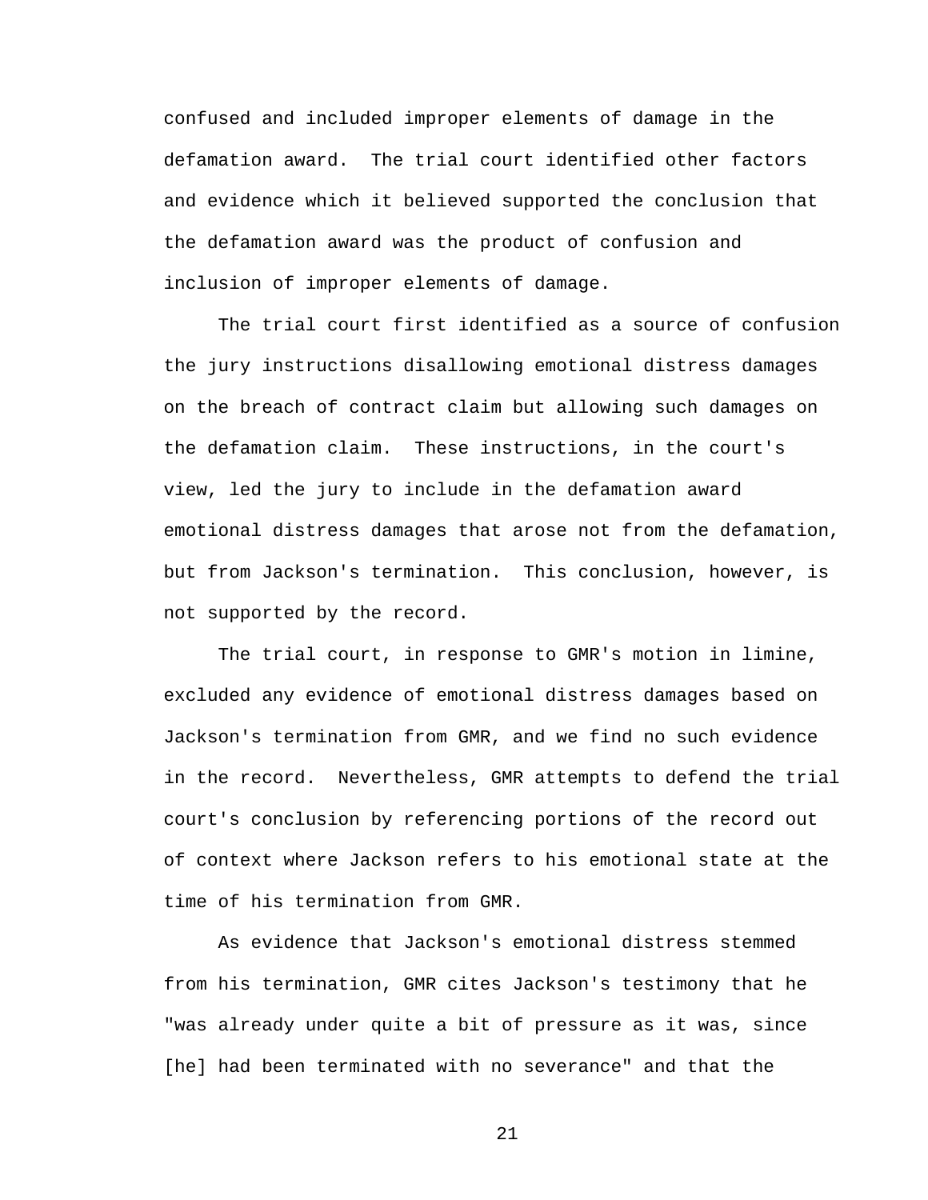confused and included improper elements of damage in the defamation award. The trial court identified other factors and evidence which it believed supported the conclusion that the defamation award was the product of confusion and inclusion of improper elements of damage.

The trial court first identified as a source of confusion the jury instructions disallowing emotional distress damages on the breach of contract claim but allowing such damages on the defamation claim. These instructions, in the court's view, led the jury to include in the defamation award emotional distress damages that arose not from the defamation, but from Jackson's termination. This conclusion, however, is not supported by the record.

The trial court, in response to GMR's motion in limine, excluded any evidence of emotional distress damages based on Jackson's termination from GMR, and we find no such evidence in the record. Nevertheless, GMR attempts to defend the trial court's conclusion by referencing portions of the record out of context where Jackson refers to his emotional state at the time of his termination from GMR.

As evidence that Jackson's emotional distress stemmed from his termination, GMR cites Jackson's testimony that he "was already under quite a bit of pressure as it was, since [he] had been terminated with no severance" and that the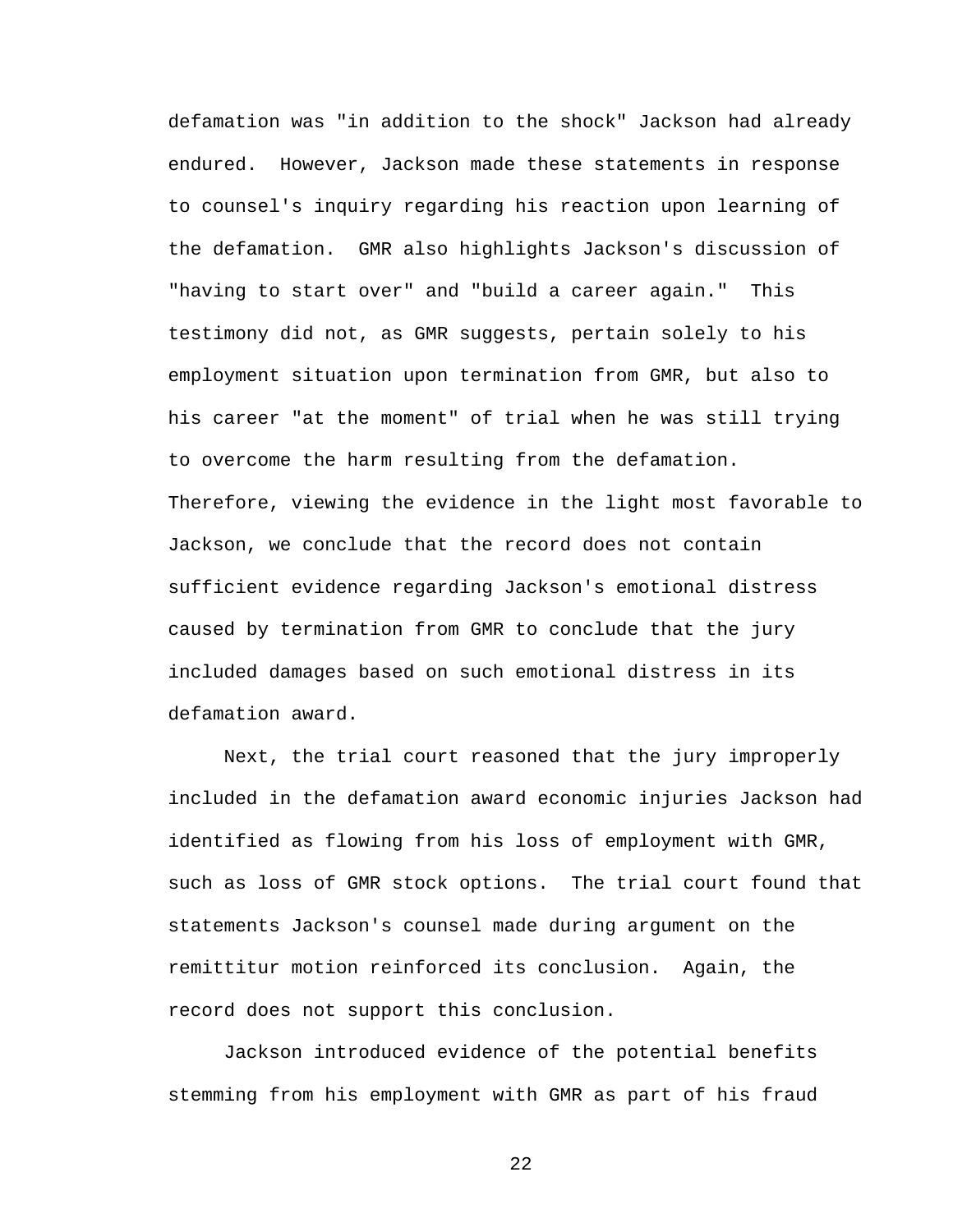defamation was "in addition to the shock" Jackson had already endured. However, Jackson made these statements in response to counsel's inquiry regarding his reaction upon learning of the defamation. GMR also highlights Jackson's discussion of "having to start over" and "build a career again." This testimony did not, as GMR suggests, pertain solely to his employment situation upon termination from GMR, but also to his career "at the moment" of trial when he was still trying to overcome the harm resulting from the defamation. Therefore, viewing the evidence in the light most favorable to Jackson, we conclude that the record does not contain sufficient evidence regarding Jackson's emotional distress caused by termination from GMR to conclude that the jury included damages based on such emotional distress in its defamation award.

Next, the trial court reasoned that the jury improperly included in the defamation award economic injuries Jackson had identified as flowing from his loss of employment with GMR, such as loss of GMR stock options. The trial court found that statements Jackson's counsel made during argument on the remittitur motion reinforced its conclusion. Again, the record does not support this conclusion.

Jackson introduced evidence of the potential benefits stemming from his employment with GMR as part of his fraud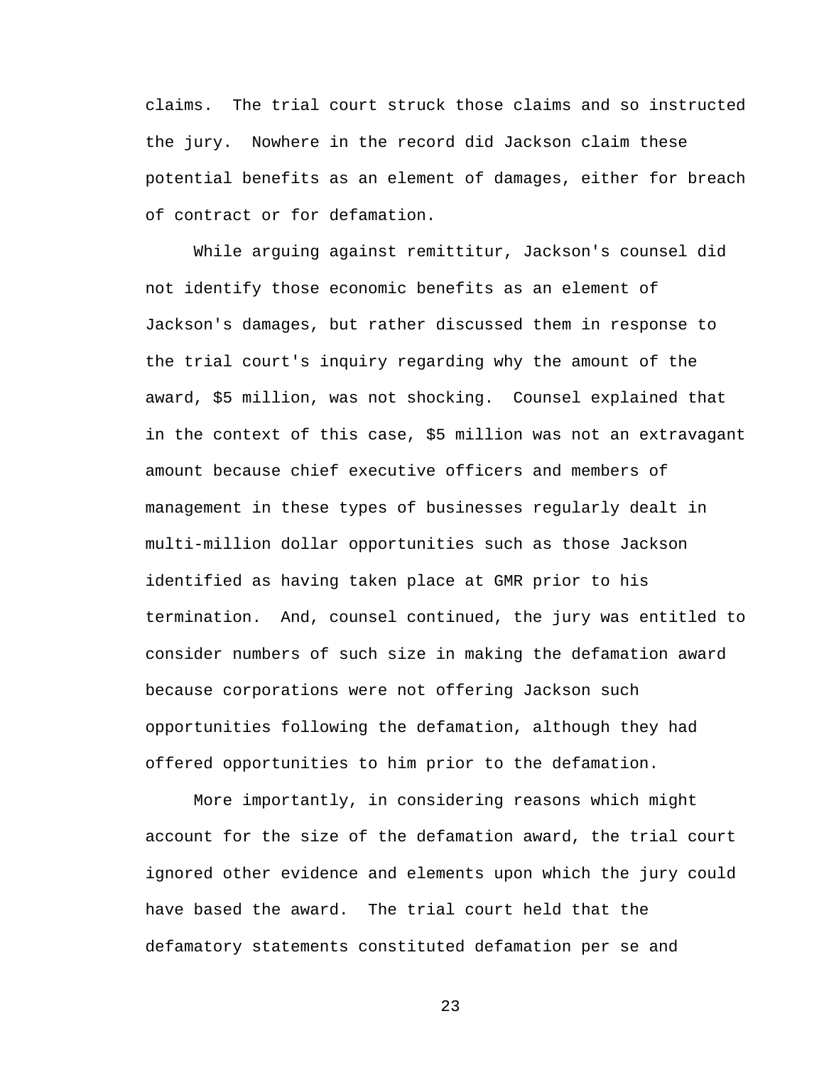claims. The trial court struck those claims and so instructed the jury. Nowhere in the record did Jackson claim these potential benefits as an element of damages, either for breach of contract or for defamation.

While arguing against remittitur, Jackson's counsel did not identify those economic benefits as an element of Jackson's damages, but rather discussed them in response to the trial court's inquiry regarding why the amount of the award, $5 million, was not shocking. Counsel explained that in the context of this case, $5 million was not an extravagant amount because chief executive officers and members of management in these types of businesses regularly dealt in multi-million dollar opportunities such as those Jackson identified as having taken place at GMR prior to his termination. And, counsel continued, the jury was entitled to consider numbers of such size in making the defamation award because corporations were not offering Jackson such opportunities following the defamation, although they had offered opportunities to him prior to the defamation.

More importantly, in considering reasons which might account for the size of the defamation award, the trial court ignored other evidence and elements upon which the jury could have based the award. The trial court held that the defamatory statements constituted defamation per se and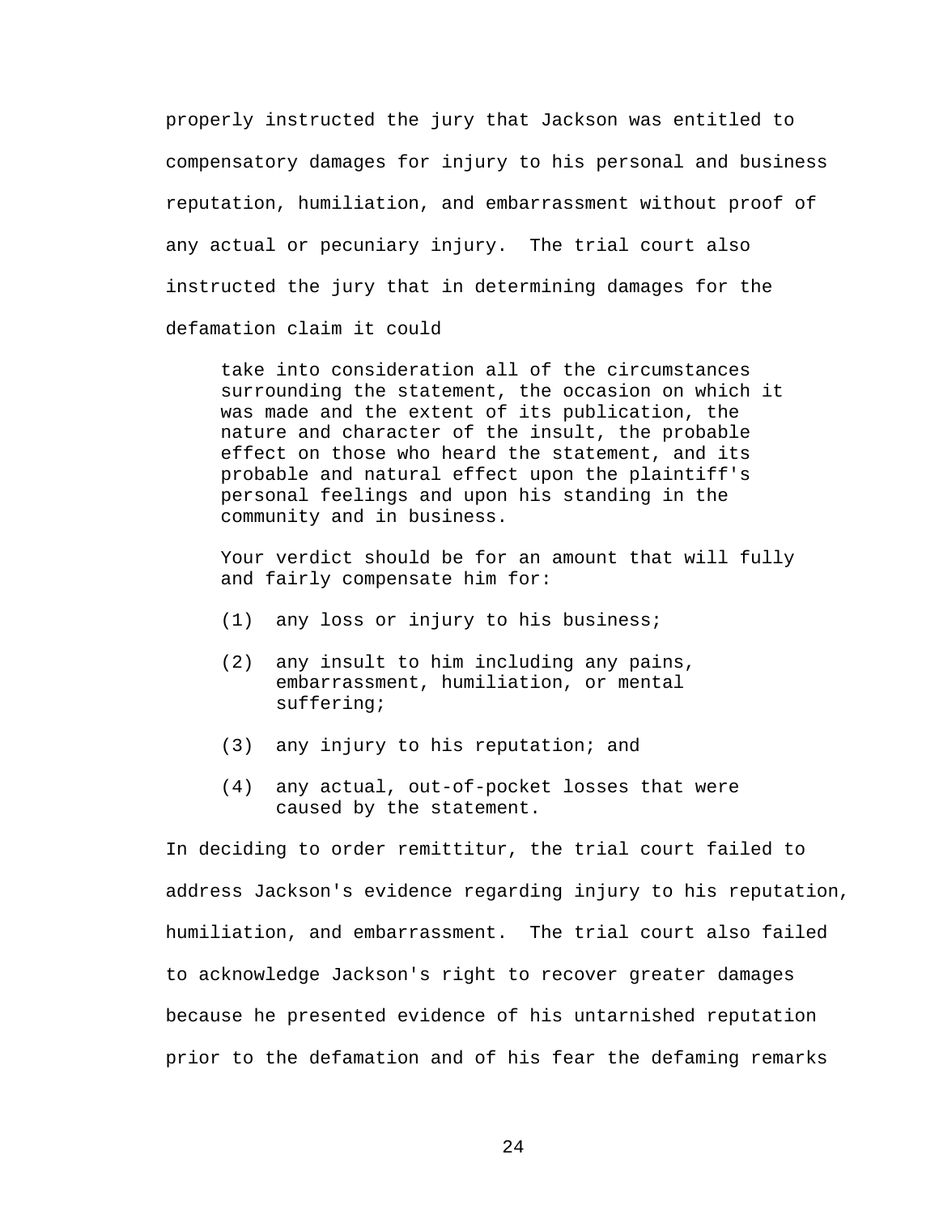properly instructed the jury that Jackson was entitled to compensatory damages for injury to his personal and business reputation, humiliation, and embarrassment without proof of any actual or pecuniary injury. The trial court also instructed the jury that in determining damages for the defamation claim it could

> take into consideration all of the circumstances surrounding the statement, the occasion on which it was made and the extent of its publication, the nature and character of the insult, the probable effect on those who heard the statement, and its probable and natural effect upon the plaintiff's personal feelings and upon his standing in the community and in business.
>
> Your verdict should be for an amount that will fully and fairly compensate him for:
>
> (1) any loss or injury to his business;
>
> (2) any insult to him including any pains, embarrassment, humiliation, or mental suffering;
>
> (3) any injury to his reputation; and
>
> (4) any actual, out-of-pocket losses that were caused by the statement.

In deciding to order remittitur, the trial court failed to address Jackson's evidence regarding injury to his reputation, humiliation, and embarrassment. The trial court also failed to acknowledge Jackson's right to recover greater damages because he presented evidence of his untarnished reputation prior to the defamation and of his fear the defaming remarks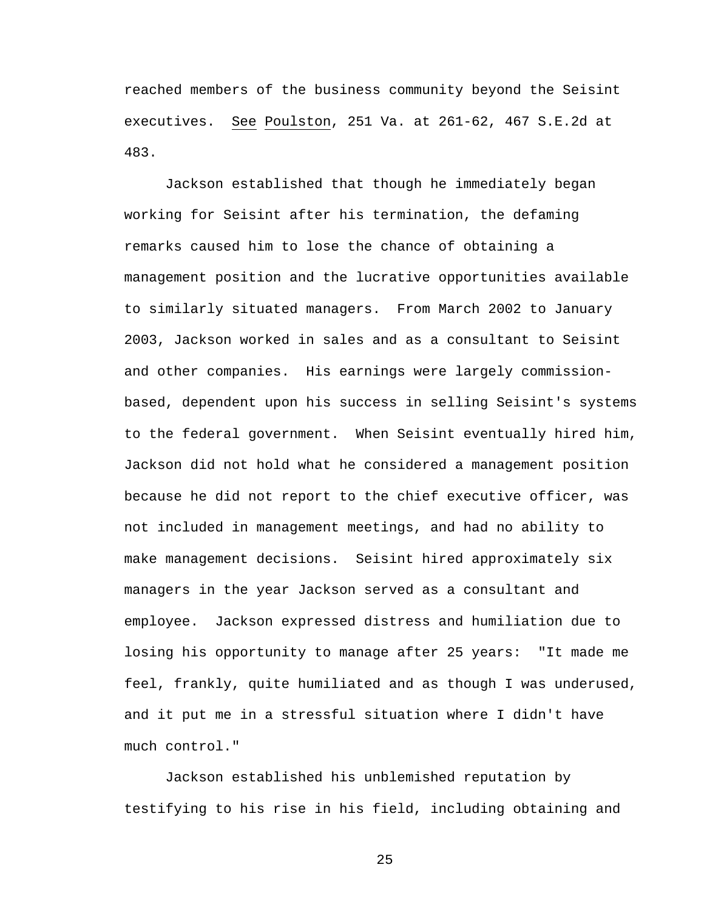reached members of the business community beyond the Seisint executives. See Poulston, 251 Va. at 261-62, 467 S.E.2d at 483.

Jackson established that though he immediately began working for Seisint after his termination, the defaming remarks caused him to lose the chance of obtaining a management position and the lucrative opportunities available to similarly situated managers. From March 2002 to January 2003, Jackson worked in sales and as a consultant to Seisint and other companies. His earnings were largely commission-based, dependent upon his success in selling Seisint's systems to the federal government. When Seisint eventually hired him, Jackson did not hold what he considered a management position because he did not report to the chief executive officer, was not included in management meetings, and had no ability to make management decisions. Seisint hired approximately six managers in the year Jackson served as a consultant and employee. Jackson expressed distress and humiliation due to losing his opportunity to manage after 25 years: "It made me feel, frankly, quite humiliated and as though I was underused, and it put me in a stressful situation where I didn't have much control."

Jackson established his unblemished reputation by testifying to his rise in his field, including obtaining and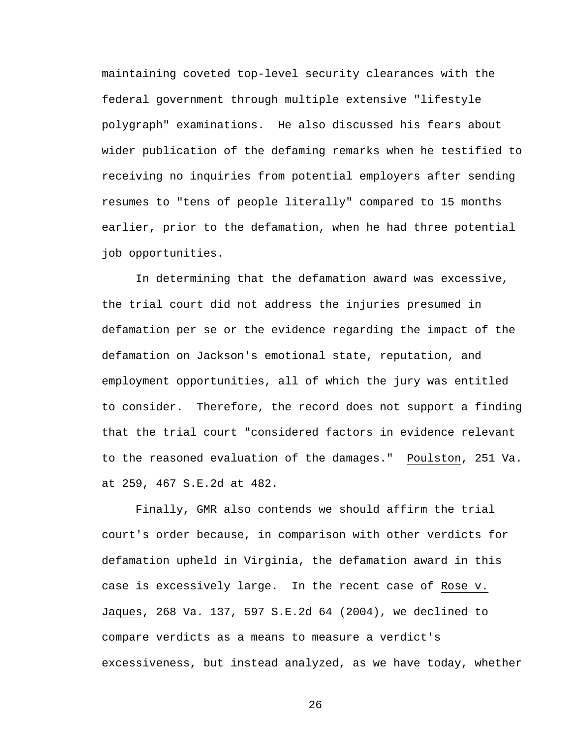maintaining coveted top-level security clearances with the federal government through multiple extensive "lifestyle polygraph" examinations. He also discussed his fears about wider publication of the defaming remarks when he testified to receiving no inquiries from potential employers after sending resumes to "tens of people literally" compared to 15 months earlier, prior to the defamation, when he had three potential job opportunities.

In determining that the defamation award was excessive, the trial court did not address the injuries presumed in defamation per se or the evidence regarding the impact of the defamation on Jackson's emotional state, reputation, and employment opportunities, all of which the jury was entitled to consider. Therefore, the record does not support a finding that the trial court "considered factors in evidence relevant to the reasoned evaluation of the damages." Poulston, 251 Va. at 259, 467 S.E.2d at 482.

Finally, GMR also contends we should affirm the trial court's order because, in comparison with other verdicts for defamation upheld in Virginia, the defamation award in this case is excessively large. In the recent case of Rose v. Jaques, 268 Va. 137, 597 S.E.2d 64 (2004), we declined to compare verdicts as a means to measure a verdict's excessiveness, but instead analyzed, as we have today, whether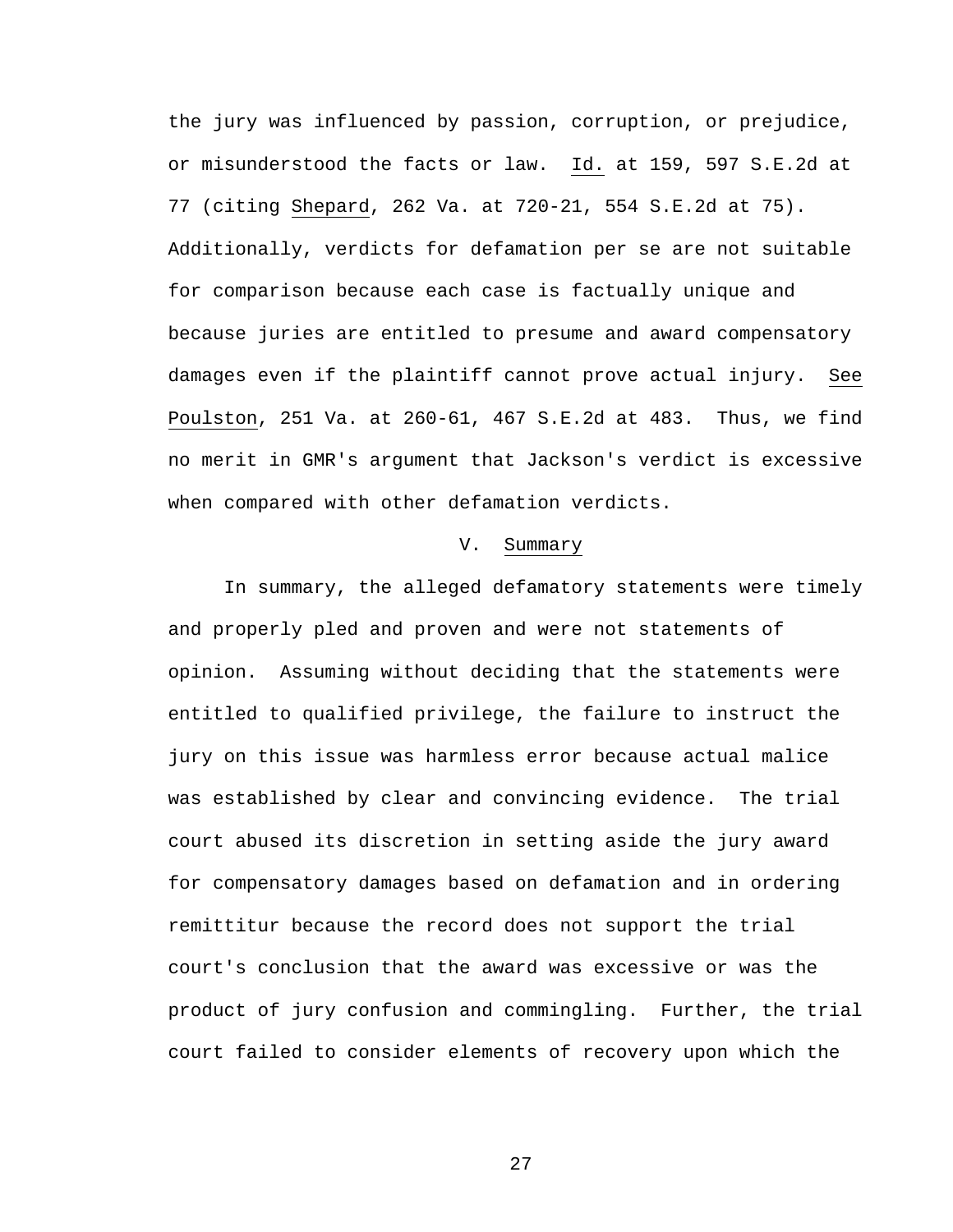the jury was influenced by passion, corruption, or prejudice, or misunderstood the facts or law. Id. at 159, 597 S.E.2d at 77 (citing Shepard, 262 Va. at 720-21, 554 S.E.2d at 75). Additionally, verdicts for defamation per se are not suitable for comparison because each case is factually unique and because juries are entitled to presume and award compensatory damages even if the plaintiff cannot prove actual injury. See Poulston, 251 Va. at 260-61, 467 S.E.2d at 483. Thus, we find no merit in GMR's argument that Jackson's verdict is excessive when compared with other defamation verdicts.

## V. Summary

In summary, the alleged defamatory statements were timely and properly pled and proven and were not statements of opinion. Assuming without deciding that the statements were entitled to qualified privilege, the failure to instruct the jury on this issue was harmless error because actual malice was established by clear and convincing evidence. The trial court abused its discretion in setting aside the jury award for compensatory damages based on defamation and in ordering remittitur because the record does not support the trial court's conclusion that the award was excessive or was the product of jury confusion and commingling. Further, the trial court failed to consider elements of recovery upon which the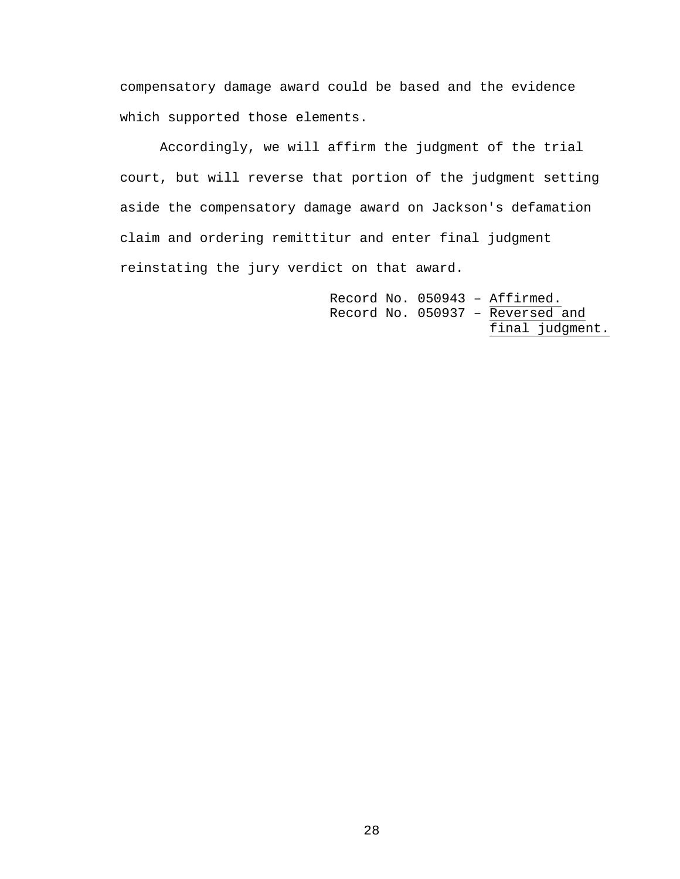compensatory damage award could be based and the evidence which supported those elements.

Accordingly, we will affirm the judgment of the trial court, but will reverse that portion of the judgment setting aside the compensatory damage award on Jackson's defamation claim and ordering remittitur and enter final judgment reinstating the jury verdict on that award.

Record No. 050943 – Affirmed.
Record No. 050937 – Reversed and final judgment.